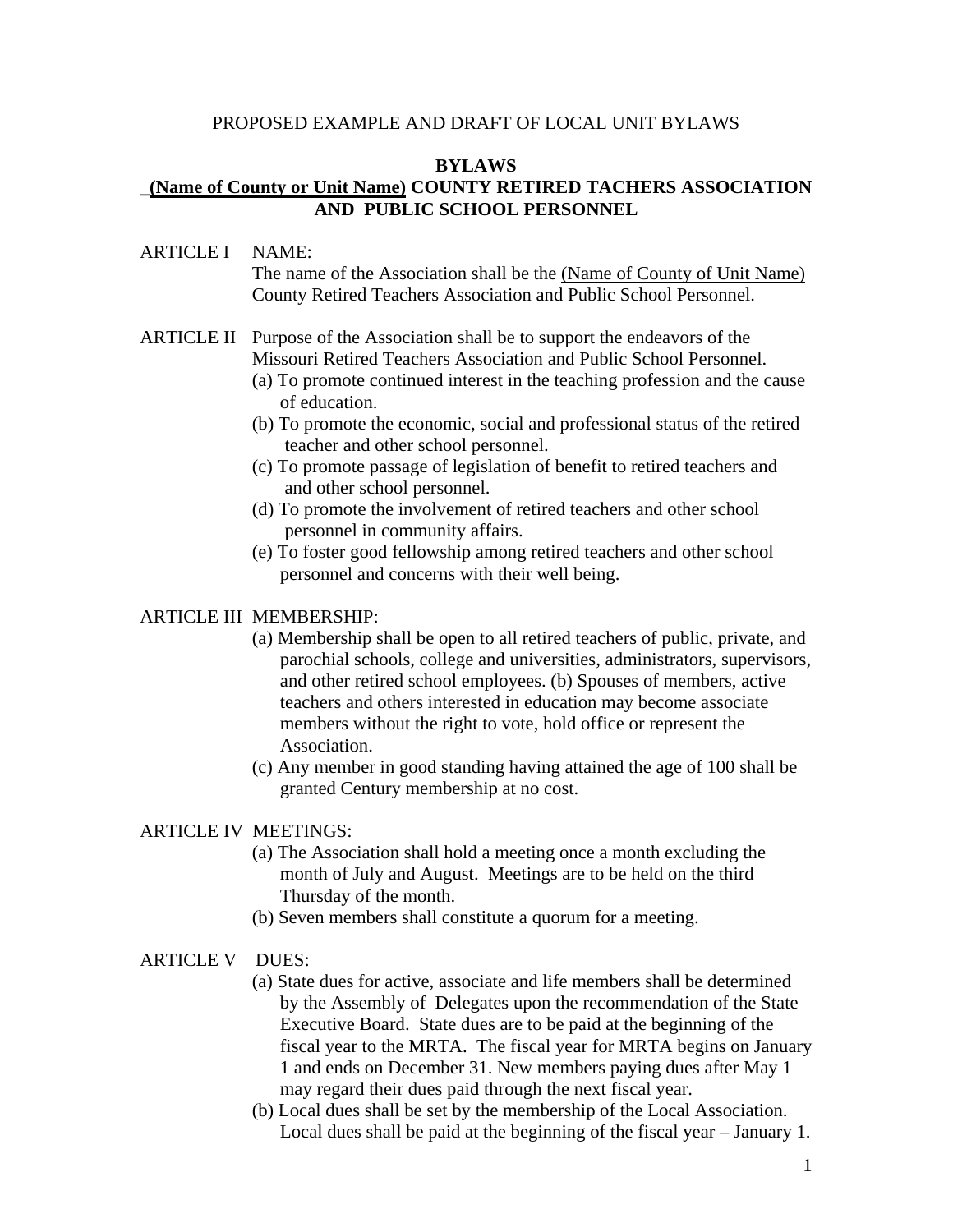PROPOSED EXAMPLE AND DRAFT OF LOCAL UNIT BYLAWS

# BYLAWS
# (Name of County or Unit Name) COUNTY RETIRED TACHERS ASSOCIATION AND PUBLIC SCHOOL PERSONNEL

ARTICLE I NAME:

The name of the Association shall be the (Name of County of Unit Name) County Retired Teachers Association and Public School Personnel.

ARTICLE II Purpose of the Association shall be to support the endeavors of the Missouri Retired Teachers Association and Public School Personnel.

(a) To promote continued interest in the teaching profession and the cause of education.

(b) To promote the economic, social and professional status of the retired teacher and other school personnel.

(c) To promote passage of legislation of benefit to retired teachers and and other school personnel.

(d) To promote the involvement of retired teachers and other school personnel in community affairs.

(e) To foster good fellowship among retired teachers and other school personnel and concerns with their well being.

ARTICLE III MEMBERSHIP:

(a) Membership shall be open to all retired teachers of public, private, and parochial schools, college and universities, administrators, supervisors, and other retired school employees. (b) Spouses of members, active teachers and others interested in education may become associate members without the right to vote, hold office or represent the Association.

(c) Any member in good standing having attained the age of 100 shall be granted Century membership at no cost.

ARTICLE IV MEETINGS:

(a) The Association shall hold a meeting once a month excluding the month of July and August. Meetings are to be held on the third Thursday of the month.

(b) Seven members shall constitute a quorum for a meeting.

ARTICLE V DUES:

(a) State dues for active, associate and life members shall be determined by the Assembly of Delegates upon the recommendation of the State Executive Board. State dues are to be paid at the beginning of the fiscal year to the MRTA. The fiscal year for MRTA begins on January 1 and ends on December 31. New members paying dues after May 1 may regard their dues paid through the next fiscal year.

(b) Local dues shall be set by the membership of the Local Association. Local dues shall be paid at the beginning of the fiscal year – January 1.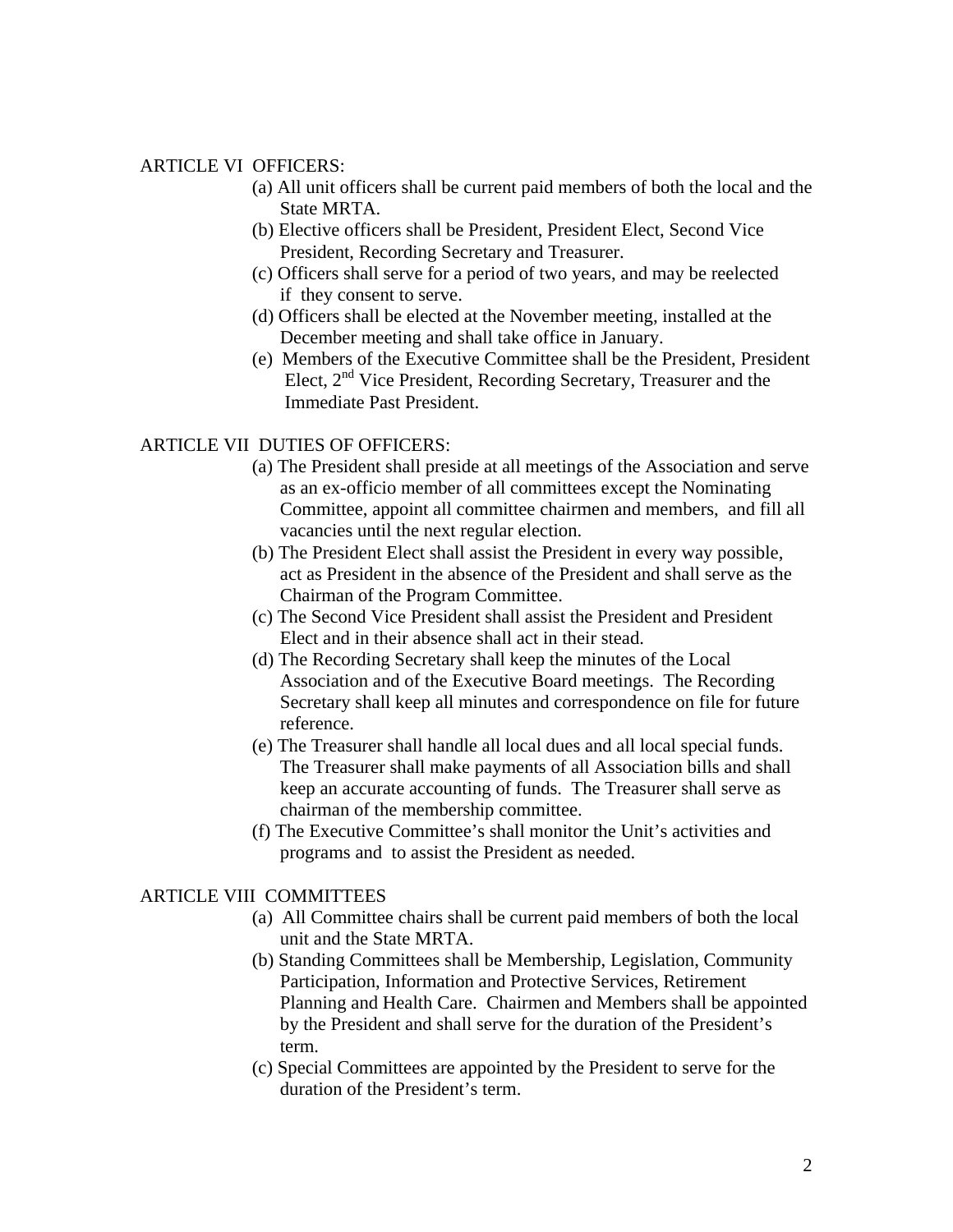ARTICLE VI OFFICERS:

(a) All unit officers shall be current paid members of both the local and the State MRTA.
(b) Elective officers shall be President, President Elect, Second Vice President, Recording Secretary and Treasurer.
(c) Officers shall serve for a period of two years, and may be reelected if they consent to serve.
(d) Officers shall be elected at the November meeting, installed at the December meeting and shall take office in January.
(e) Members of the Executive Committee shall be the President, President Elect, 2nd Vice President, Recording Secretary, Treasurer and the Immediate Past President.

ARTICLE VII DUTIES OF OFFICERS:

(a) The President shall preside at all meetings of the Association and serve as an ex-officio member of all committees except the Nominating Committee, appoint all committee chairmen and members, and fill all vacancies until the next regular election.
(b) The President Elect shall assist the President in every way possible, act as President in the absence of the President and shall serve as the Chairman of the Program Committee.
(c) The Second Vice President shall assist the President and President Elect and in their absence shall act in their stead.
(d) The Recording Secretary shall keep the minutes of the Local Association and of the Executive Board meetings. The Recording Secretary shall keep all minutes and correspondence on file for future reference.
(e) The Treasurer shall handle all local dues and all local special funds. The Treasurer shall make payments of all Association bills and shall keep an accurate accounting of funds. The Treasurer shall serve as chairman of the membership committee.
(f) The Executive Committee's shall monitor the Unit's activities and programs and to assist the President as needed.

ARTICLE VIII COMMITTEES

(a) All Committee chairs shall be current paid members of both the local unit and the State MRTA.
(b) Standing Committees shall be Membership, Legislation, Community Participation, Information and Protective Services, Retirement Planning and Health Care. Chairmen and Members shall be appointed by the President and shall serve for the duration of the President's term.
(c) Special Committees are appointed by the President to serve for the duration of the President's term.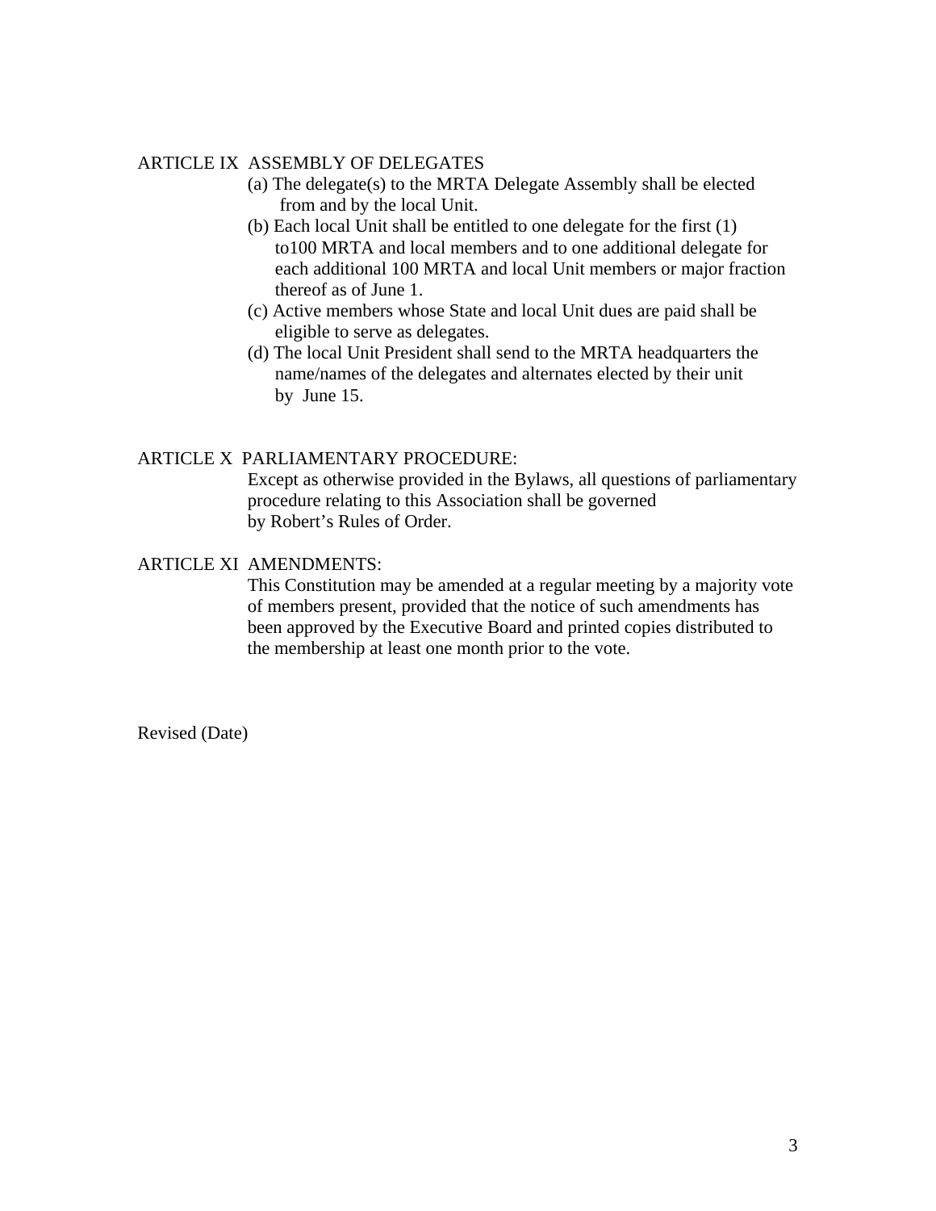## ARTICLE IX ASSEMBLY OF DELEGATES

(a) The delegate(s) to the MRTA Delegate Assembly shall be elected from and by the local Unit.

(b) Each local Unit shall be entitled to one delegate for the first (1) to100 MRTA and local members and to one additional delegate for each additional 100 MRTA and local Unit members or major fraction thereof as of June 1.

(c) Active members whose State and local Unit dues are paid shall be eligible to serve as delegates.

(d) The local Unit President shall send to the MRTA headquarters the name/names of the delegates and alternates elected by their unit by June 15.

## ARTICLE X PARLIAMENTARY PROCEDURE:

Except as otherwise provided in the Bylaws, all questions of parliamentary procedure relating to this Association shall be governed by Robert's Rules of Order.

## ARTICLE XI AMENDMENTS:

This Constitution may be amended at a regular meeting by a majority vote of members present, provided that the notice of such amendments has been approved by the Executive Board and printed copies distributed to the membership at least one month prior to the vote.

Revised (Date)